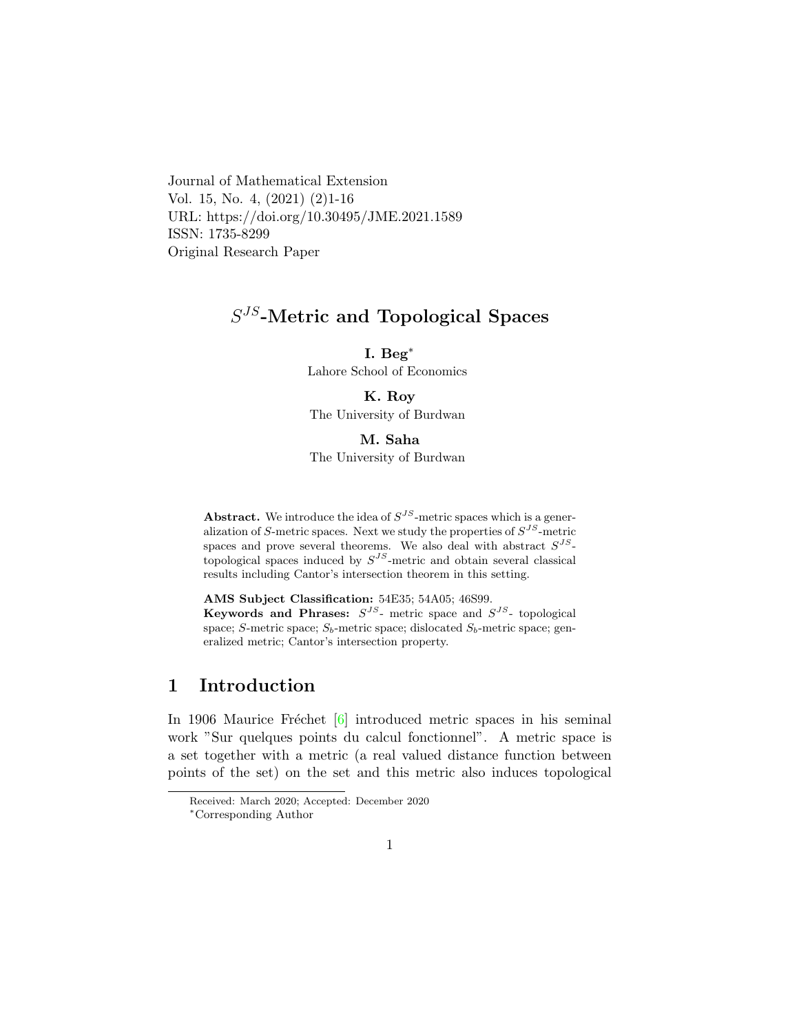Journal of Mathematical Extension
Vol. 15, No. 4, (2021) (2)1-16
URL: https://doi.org/10.30495/JME.2021.1589
ISSN: 1735-8299
Original Research Paper

# $S^{JS}$-Metric and Topological Spaces

**I. Beg***
Lahore School of Economics

**K. Roy**
The University of Burdwan

**M. Saha**
The University of Burdwan

**Abstract.** We introduce the idea of $S^{JS}$-metric spaces which is a generalization of $S$-metric spaces. Next we study the properties of $S^{JS}$-metric spaces and prove several theorems. We also deal with abstract $S^{JS}$-topological spaces induced by $S^{JS}$-metric and obtain several classical results including Cantor's intersection theorem in this setting.

**AMS Subject Classification:** 54E35; 54A05; 46S99.
**Keywords and Phrases:** $S^{JS}$- metric space and $S^{JS}$- topological space; $S$-metric space; $S_b$-metric space; dislocated $S_b$-metric space; generalized metric; Cantor's intersection property.

## 1 Introduction

In 1906 Maurice Fréchet [6] introduced metric spaces in his seminal work "Sur quelques points du calcul fonctionnel". A metric space is a set together with a metric (a real valued distance function between points of the set) on the set and this metric also induces topological

Received: March 2020; Accepted: December 2020
*Corresponding Author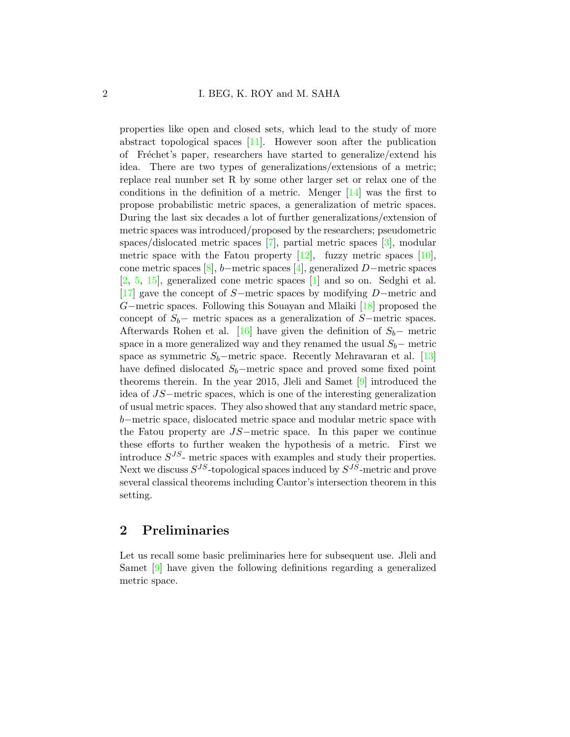properties like open and closed sets, which lead to the study of more abstract topological spaces [11]. However soon after the publication of Fréchet's paper, researchers have started to generalize/extend his idea. There are two types of generalizations/extensions of a metric; replace real number set R by some other larger set or relax one of the conditions in the definition of a metric. Menger [14] was the first to propose probabilistic metric spaces, a generalization of metric spaces. During the last six decades a lot of further generalizations/extension of metric spaces was introduced/proposed by the researchers; pseudometric spaces/dislocated metric spaces [7], partial metric spaces [3], modular metric space with the Fatou property [12], fuzzy metric spaces [10], cone metric spaces [8], $b-$metric spaces [4], generalized $D-$metric spaces [2, 5, 15], generalized cone metric spaces [1] and so on. Sedghi et al. [17] gave the concept of $S-$metric spaces by modifying $D-$metric and $G-$metric spaces. Following this Souayan and Mlaiki [18] proposed the concept of $S_b-$ metric spaces as a generalization of $S-$metric spaces. Afterwards Rohen et al. [16] have given the definition of $S_b-$ metric space in a more generalized way and they renamed the usual $S_b-$ metric space as symmetric $S_b-$metric space. Recently Mehravaran et al. [13] have defined dislocated $S_b-$metric space and proved some fixed point theorems therein. In the year 2015, Jleli and Samet [9] introduced the idea of $JS-$metric spaces, which is one of the interesting generalization of usual metric spaces. They also showed that any standard metric space, $b-$metric space, dislocated metric space and modular metric space with the Fatou property are $JS-$metric space. In this paper we continue these efforts to further weaken the hypothesis of a metric. First we introduce $S^{JS}$- metric spaces with examples and study their properties. Next we discuss $S^{JS}$-topological spaces induced by $S^{JS}$-metric and prove several classical theorems including Cantor's intersection theorem in this setting.

## 2 Preliminaries

Let us recall some basic preliminaries here for subsequent use. Jleli and Samet [9] have given the following definitions regarding a generalized metric space.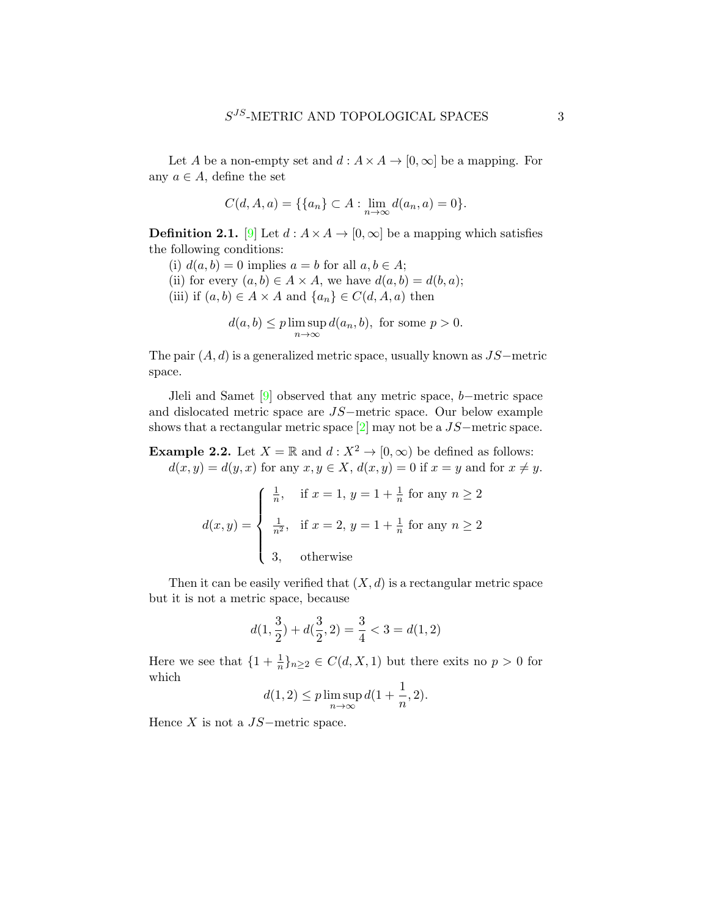Let $A$ be a non-empty set and $d : A \times A \to [0, \infty]$ be a mapping. For any $a \in A$, define the set

$$C(d, A, a) = \{\{a_n\} \subset A : \lim_{n\to\infty} d(a_n, a) = 0\}.$$

**Definition 2.1.** [9] Let $d : A \times A \to [0, \infty]$ be a mapping which satisfies the following conditions:

(i) $d(a, b) = 0$ implies $a = b$ for all $a, b \in A$;

(ii) for every $(a, b) \in A \times A$, we have $d(a, b) = d(b, a)$;

(iii) if $(a, b) \in A \times A$ and $\{a_n\} \in C(d, A, a)$ then

$$d(a, b) \leq p \limsup_{n\to\infty} d(a_n, b), \text{ for some } p > 0.$$

The pair $(A, d)$ is a generalized metric space, usually known as $JS-$metric space.

Jleli and Samet [9] observed that any metric space, $b-$metric space and dislocated metric space are $JS-$metric space. Our below example shows that a rectangular metric space [2] may not be a $JS-$metric space.

**Example 2.2.** Let $X = \mathbb{R}$ and $d : X^2 \to [0, \infty)$ be defined as follows: $d(x, y) = d(y, x)$ for any $x, y \in X$, $d(x, y) = 0$ if $x = y$ and for $x \neq y$.

$$d(x, y) = \begin{cases} \frac{1}{n}, & \text{if } x = 1,\ y = 1 + \frac{1}{n} \text{ for any } n \geq 2 \\ \frac{1}{n^2}, & \text{if } x = 2,\ y = 1 + \frac{1}{n} \text{ for any } n \geq 2 \\ 3, & \text{otherwise} \end{cases}$$

Then it can be easily verified that $(X, d)$ is a rectangular metric space but it is not a metric space, because

$$d(1, \frac{3}{2}) + d(\frac{3}{2}, 2) = \frac{3}{4} < 3 = d(1, 2)$$

Here we see that $\{1 + \frac{1}{n}\}_{n\geq 2} \in C(d, X, 1)$ but there exits no $p > 0$ for which

$$d(1, 2) \leq p \limsup_{n\to\infty} d(1 + \frac{1}{n}, 2).$$

Hence $X$ is not a $JS-$metric space.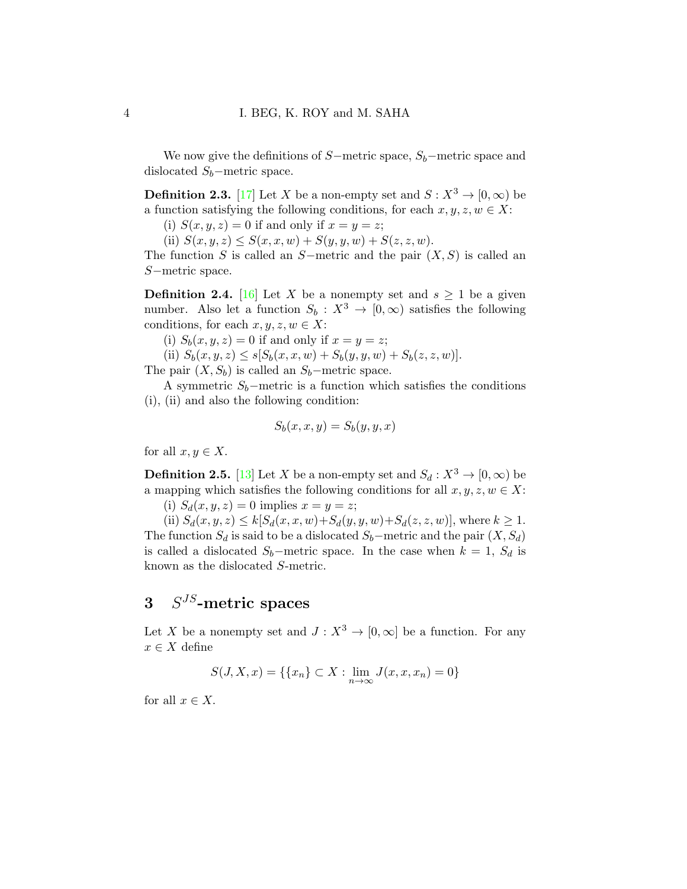We now give the definitions of $S-$metric space, $S_b-$metric space and dislocated $S_b-$metric space.

**Definition 2.3.** [17] Let $X$ be a non-empty set and $S : X^3 \to [0, \infty)$ be a function satisfying the following conditions, for each $x, y, z, w \in X$:

(i) $S(x, y, z) = 0$ if and only if $x = y = z$;

(ii) $S(x, y, z) \leq S(x, x, w) + S(y, y, w) + S(z, z, w)$.

The function $S$ is called an $S-$metric and the pair $(X, S)$ is called an $S-$metric space.

**Definition 2.4.** [16] Let $X$ be a nonempty set and $s \geq 1$ be a given number. Also let a function $S_b : X^3 \to [0, \infty)$ satisfies the following conditions, for each $x, y, z, w \in X$:

(i) $S_b(x, y, z) = 0$ if and only if $x = y = z$;

(ii) $S_b(x, y, z) \leq s[S_b(x, x, w) + S_b(y, y, w) + S_b(z, z, w)]$.

The pair $(X, S_b)$ is called an $S_b-$metric space.

A symmetric $S_b-$metric is a function which satisfies the conditions (i), (ii) and also the following condition:

$$S_b(x, x, y) = S_b(y, y, x)$$

for all $x, y \in X$.

**Definition 2.5.** [13] Let $X$ be a non-empty set and $S_d : X^3 \to [0, \infty)$ be a mapping which satisfies the following conditions for all $x, y, z, w \in X$:

(i) $S_d(x, y, z) = 0$ implies $x = y = z$;

(ii) $S_d(x, y, z) \leq k[S_d(x, x, w)+S_d(y, y, w)+S_d(z, z, w)]$, where $k \geq 1$.

The function $S_d$ is said to be a dislocated $S_b-$metric and the pair $(X, S_d)$ is called a dislocated $S_b-$metric space. In the case when $k = 1$, $S_d$ is known as the dislocated $S$-metric.

## 3 $S^{JS}$-metric spaces

Let $X$ be a nonempty set and $J : X^3 \to [0, \infty]$ be a function. For any $x \in X$ define

$$S(J, X, x) = \{\{x_n\} \subset X : \lim_{n\to\infty} J(x, x, x_n) = 0\}$$

for all $x \in X$.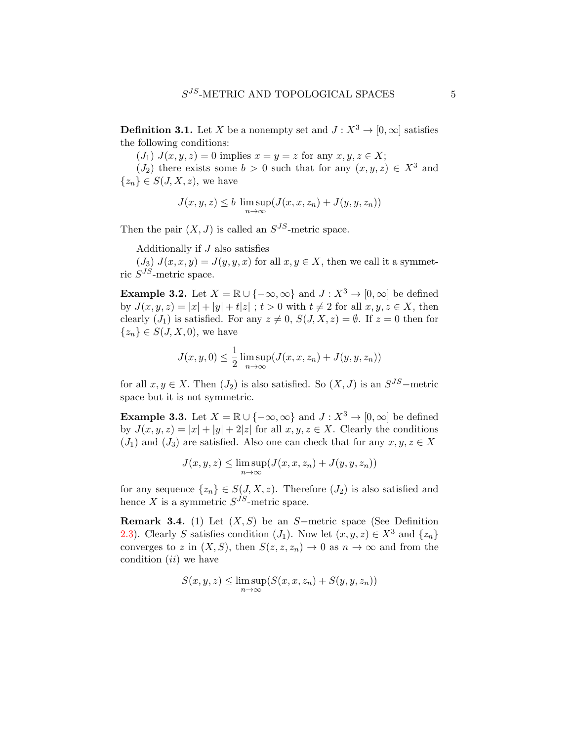**Definition 3.1.** Let $X$ be a nonempty set and $J : X^3 \to [0, \infty]$ satisfies the following conditions:

($J_1$) $J(x, y, z) = 0$ implies $x = y = z$ for any $x, y, z \in X$;

($J_2$) there exists some $b > 0$ such that for any $(x, y, z) \in X^3$ and $\{z_n\} \in S(J, X, z)$, we have

$$J(x, y, z) \leq b \limsup_{n\to\infty}(J(x, x, z_n) + J(y, y, z_n))$$

Then the pair $(X, J)$ is called an $S^{JS}$-metric space.

Additionally if $J$ also satisfies

($J_3$) $J(x, x, y) = J(y, y, x)$ for all $x, y \in X$, then we call it a symmetric $S^{JS}$-metric space.

**Example 3.2.** Let $X = \mathbb{R} \cup \{-\infty, \infty\}$ and $J : X^3 \to [0, \infty]$ be defined by $J(x, y, z) = |x| + |y| + t|z|$ ; $t > 0$ with $t \neq 2$ for all $x, y, z \in X$, then clearly ($J_1$) is satisfied. For any $z \neq 0$, $S(J, X, z) = \emptyset$. If $z = 0$ then for $\{z_n\} \in S(J, X, 0)$, we have

$$J(x, y, 0) \leq \frac{1}{2} \limsup_{n\to\infty}(J(x, x, z_n) + J(y, y, z_n))$$

for all $x, y \in X$. Then ($J_2$) is also satisfied. So $(X, J)$ is an $S^{JS}-$metric space but it is not symmetric.

**Example 3.3.** Let $X = \mathbb{R} \cup \{-\infty, \infty\}$ and $J : X^3 \to [0, \infty]$ be defined by $J(x, y, z) = |x| + |y| + 2|z|$ for all $x, y, z \in X$. Clearly the conditions ($J_1$) and ($J_3$) are satisfied. Also one can check that for any $x, y, z \in X$

$$J(x, y, z) \leq \limsup_{n\to\infty}(J(x, x, z_n) + J(y, y, z_n))$$

for any sequence $\{z_n\} \in S(J, X, z)$. Therefore ($J_2$) is also satisfied and hence $X$ is a symmetric $S^{JS}$-metric space.

**Remark 3.4.** (1) Let $(X, S)$ be an $S-$metric space (See Definition 2.3). Clearly $S$ satisfies condition ($J_1$). Now let $(x, y, z) \in X^3$ and $\{z_n\}$ converges to $z$ in $(X, S)$, then $S(z, z, z_n) \to 0$ as $n \to \infty$ and from the condition ($ii$) we have

$$S(x, y, z) \leq \limsup_{n\to\infty}(S(x, x, z_n) + S(y, y, z_n))$$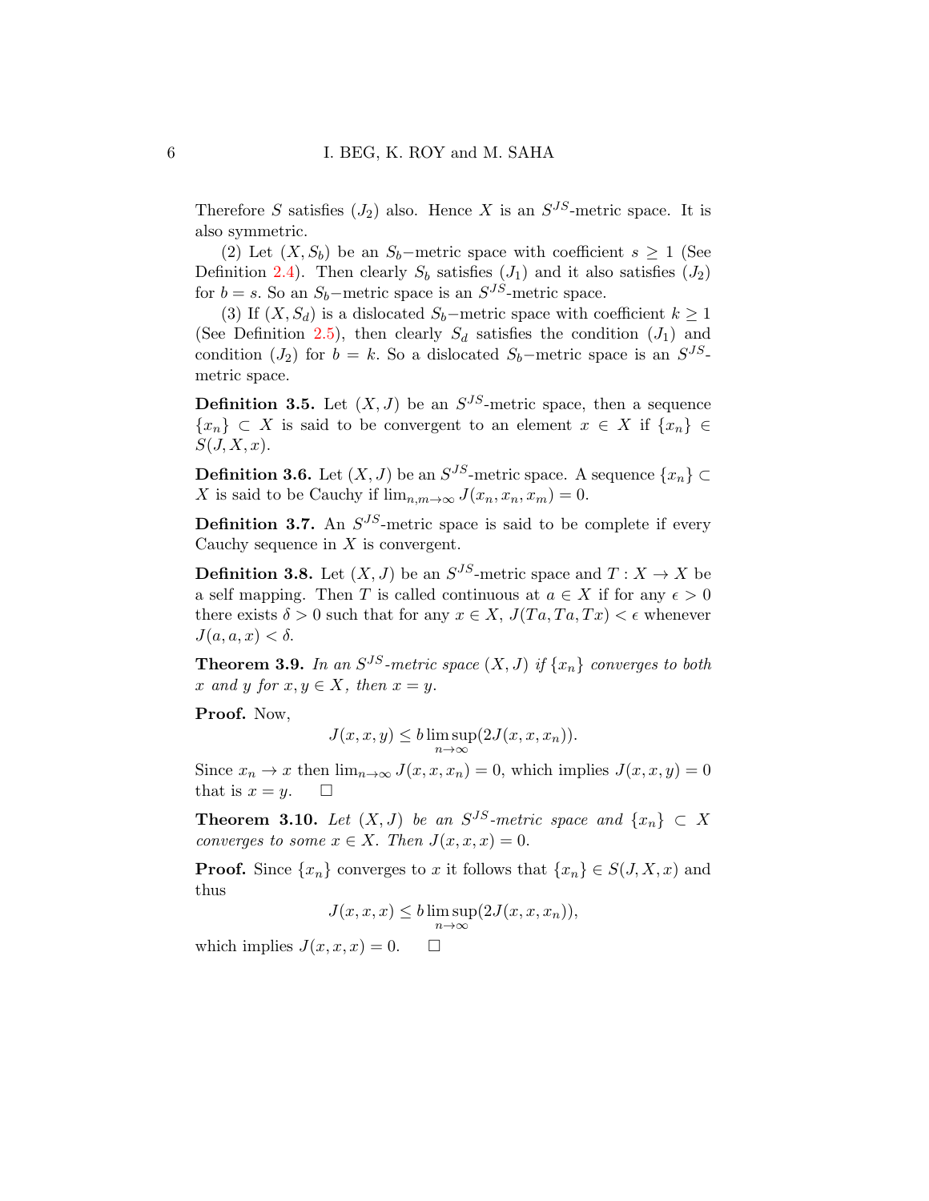Therefore $S$ satisfies $(J_2)$ also. Hence $X$ is an $S^{JS}$-metric space. It is also symmetric.

(2) Let $(X, S_b)$ be an $S_b-$metric space with coefficient $s \geq 1$ (See Definition 2.4). Then clearly $S_b$ satisfies $(J_1)$ and it also satisfies $(J_2)$ for $b = s$. So an $S_b-$metric space is an $S^{JS}$-metric space.

(3) If $(X, S_d)$ is a dislocated $S_b-$metric space with coefficient $k \geq 1$ (See Definition 2.5), then clearly $S_d$ satisfies the condition $(J_1)$ and condition $(J_2)$ for $b = k$. So a dislocated $S_b-$metric space is an $S^{JS}$-metric space.

**Definition 3.5.** Let $(X, J)$ be an $S^{JS}$-metric space, then a sequence $\{x_n\} \subset X$ is said to be convergent to an element $x \in X$ if $\{x_n\} \in S(J, X, x)$.

**Definition 3.6.** Let $(X, J)$ be an $S^{JS}$-metric space. A sequence $\{x_n\} \subset X$ is said to be Cauchy if $\lim_{n,m\to\infty} J(x_n, x_n, x_m) = 0$.

**Definition 3.7.** An $S^{JS}$-metric space is said to be complete if every Cauchy sequence in $X$ is convergent.

**Definition 3.8.** Let $(X, J)$ be an $S^{JS}$-metric space and $T : X \to X$ be a self mapping. Then $T$ is called continuous at $a \in X$ if for any $\epsilon > 0$ there exists $\delta > 0$ such that for any $x \in X$, $J(Ta, Ta, Tx) < \epsilon$ whenever $J(a, a, x) < \delta$.

**Theorem 3.9.** *In an $S^{JS}$-metric space $(X, J)$ if $\{x_n\}$ converges to both $x$ and $y$ for $x, y \in X$, then $x = y$.*

**Proof.** Now,

$$J(x, x, y) \leq b \limsup_{n\to\infty}(2J(x, x, x_n)).$$

Since $x_n \to x$ then $\lim_{n\to\infty} J(x, x, x_n) = 0$, which implies $J(x, x, y) = 0$ that is $x = y$. $\square$

**Theorem 3.10.** *Let $(X, J)$ be an $S^{JS}$-metric space and $\{x_n\} \subset X$ converges to some $x \in X$. Then $J(x, x, x) = 0$.*

**Proof.** Since $\{x_n\}$ converges to $x$ it follows that $\{x_n\} \in S(J, X, x)$ and thus

$$J(x, x, x) \leq b \limsup_{n\to\infty}(2J(x, x, x_n)),$$

which implies $J(x, x, x) = 0$. $\square$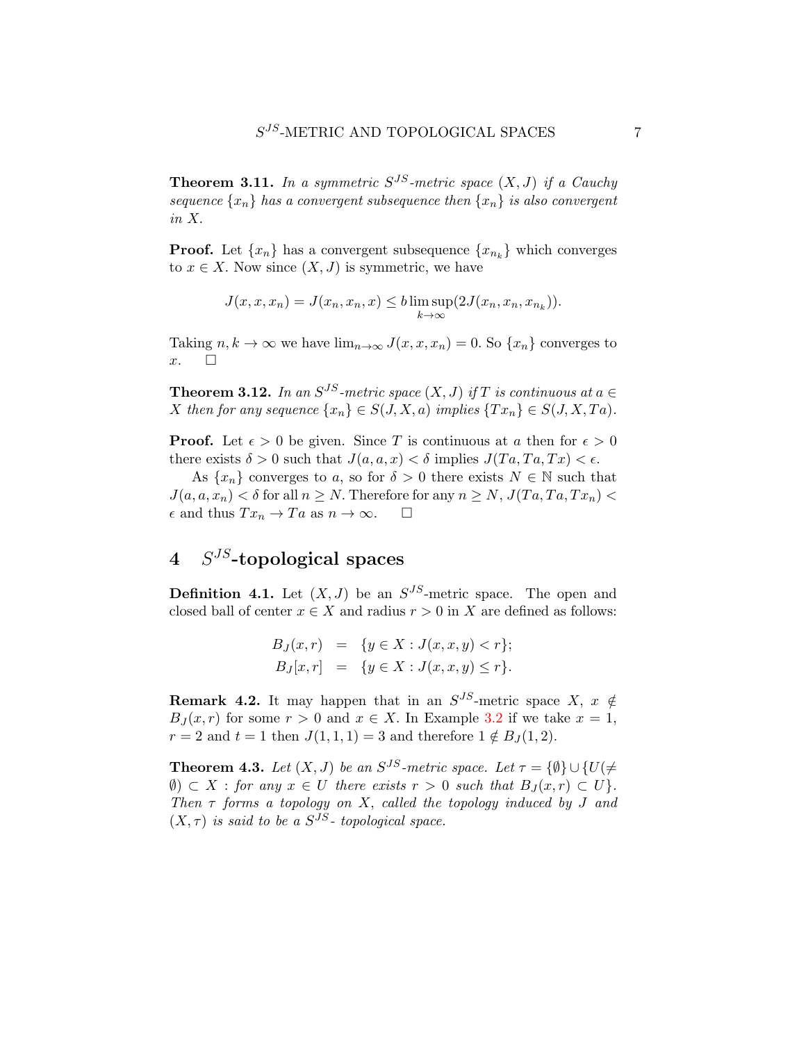**Theorem 3.11.** *In a symmetric $S^{JS}$-metric space $(X, J)$ if a Cauchy sequence $\{x_n\}$ has a convergent subsequence then $\{x_n\}$ is also convergent in $X$.*

**Proof.** Let $\{x_n\}$ has a convergent subsequence $\{x_{n_k}\}$ which converges to $x \in X$. Now since $(X, J)$ is symmetric, we have

$$J(x, x, x_n) = J(x_n, x_n, x) \leq b \limsup_{k \to \infty} (2J(x_n, x_n, x_{n_k})).$$

Taking $n, k \to \infty$ we have $\lim_{n \to \infty} J(x, x, x_n) = 0$. So $\{x_n\}$ converges to $x$. $\square$

**Theorem 3.12.** *In an $S^{JS}$-metric space $(X, J)$ if $T$ is continuous at $a \in X$ then for any sequence $\{x_n\} \in S(J, X, a)$ implies $\{Tx_n\} \in S(J, X, Ta)$.*

**Proof.** Let $\epsilon > 0$ be given. Since $T$ is continuous at $a$ then for $\epsilon > 0$ there exists $\delta > 0$ such that $J(a, a, x) < \delta$ implies $J(Ta, Ta, Tx) < \epsilon$.

As $\{x_n\}$ converges to $a$, so for $\delta > 0$ there exists $N \in \mathbb{N}$ such that $J(a, a, x_n) < \delta$ for all $n \geq N$. Therefore for any $n \geq N$, $J(Ta, Ta, Tx_n) < \epsilon$ and thus $Tx_n \to Ta$ as $n \to \infty$. $\square$

## 4 $S^{JS}$-topological spaces

**Definition 4.1.** Let $(X, J)$ be an $S^{JS}$-metric space. The open and closed ball of center $x \in X$ and radius $r > 0$ in $X$ are defined as follows:

$$\begin{aligned} B_J(x, r) &= \{y \in X : J(x, x, y) < r\}; \\ B_J[x, r] &= \{y \in X : J(x, x, y) \leq r\}. \end{aligned}$$

**Remark 4.2.** It may happen that in an $S^{JS}$-metric space $X$, $x \notin B_J(x, r)$ for some $r > 0$ and $x \in X$. In Example 3.2 if we take $x = 1$, $r = 2$ and $t = 1$ then $J(1, 1, 1) = 3$ and therefore $1 \notin B_J(1, 2)$.

**Theorem 4.3.** *Let $(X, J)$ be an $S^{JS}$-metric space. Let $\tau = \{\emptyset\} \cup \{U(\neq \emptyset) \subset X$ : for any $x \in U$ there exists $r > 0$ such that $B_J(x, r) \subset U\}$. Then $\tau$ forms a topology on $X$, called the topology induced by $J$ and $(X, \tau)$ is said to be a $S^{JS}$- topological space.*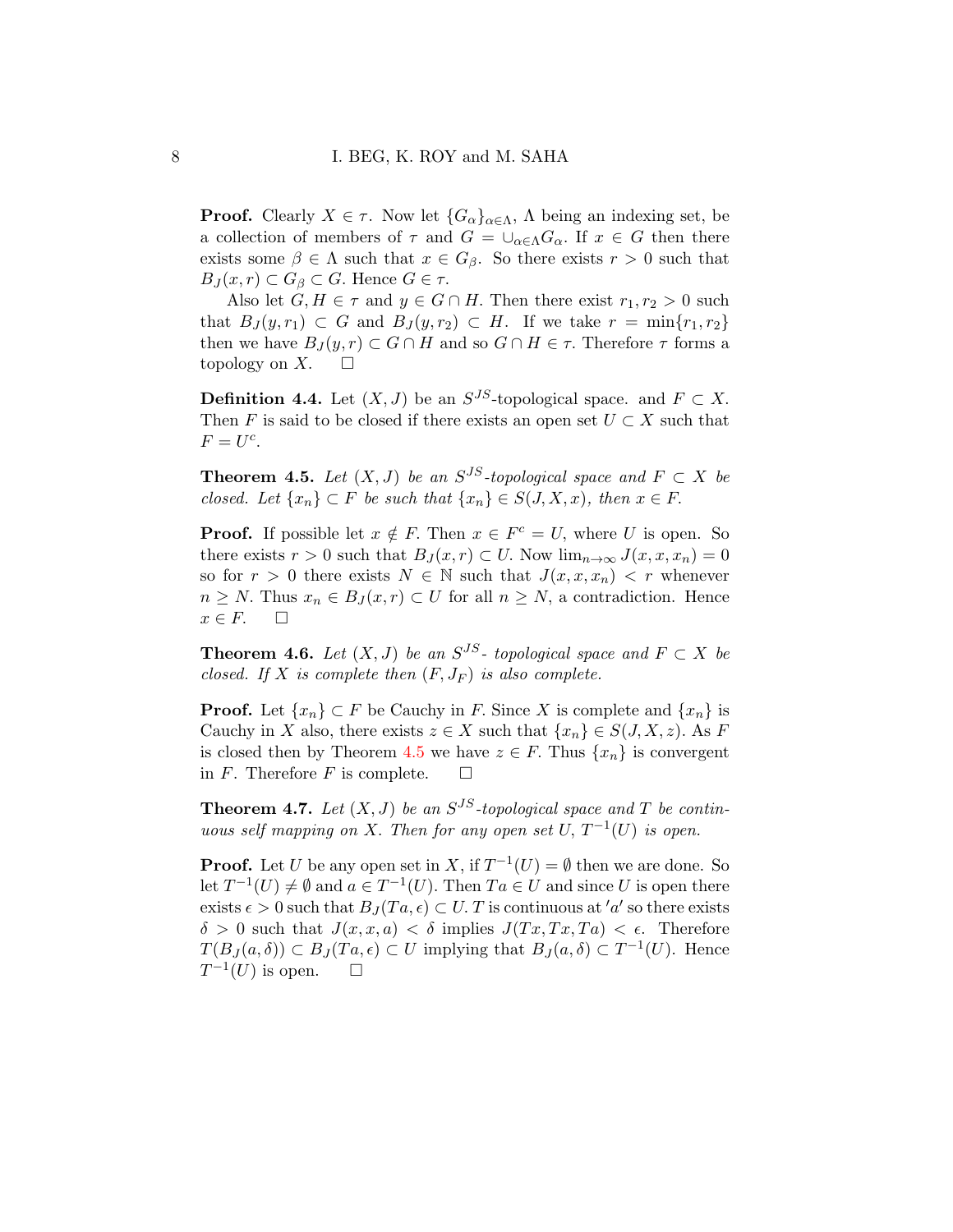**Proof.** Clearly $X \in \tau$. Now let $\{G_\alpha\}_{\alpha \in \Lambda}$, $\Lambda$ being an indexing set, be a collection of members of $\tau$ and $G = \cup_{\alpha \in \Lambda} G_\alpha$. If $x \in G$ then there exists some $\beta \in \Lambda$ such that $x \in G_\beta$. So there exists $r > 0$ such that $B_J(x, r) \subset G_\beta \subset G$. Hence $G \in \tau$.

Also let $G, H \in \tau$ and $y \in G \cap H$. Then there exist $r_1, r_2 > 0$ such that $B_J(y, r_1) \subset G$ and $B_J(y, r_2) \subset H$. If we take $r = \min\{r_1, r_2\}$ then we have $B_J(y, r) \subset G \cap H$ and so $G \cap H \in \tau$. Therefore $\tau$ forms a topology on $X$. $\square$

**Definition 4.4.** Let $(X, J)$ be an $S^{JS}$-topological space. and $F \subset X$. Then $F$ is said to be closed if there exists an open set $U \subset X$ such that $F = U^c$.

**Theorem 4.5.** *Let $(X, J)$ be an $S^{JS}$-topological space and $F \subset X$ be closed. Let $\{x_n\} \subset F$ be such that $\{x_n\} \in S(J, X, x)$, then $x \in F$.*

**Proof.** If possible let $x \notin F$. Then $x \in F^c = U$, where $U$ is open. So there exists $r > 0$ such that $B_J(x, r) \subset U$. Now $\lim_{n\to\infty} J(x, x, x_n) = 0$ so for $r > 0$ there exists $N \in \mathbb{N}$ such that $J(x, x, x_n) < r$ whenever $n \geq N$. Thus $x_n \in B_J(x, r) \subset U$ for all $n \geq N$, a contradiction. Hence $x \in F$. $\square$

**Theorem 4.6.** *Let $(X, J)$ be an $S^{JS}$- topological space and $F \subset X$ be closed. If $X$ is complete then $(F, J_F)$ is also complete.*

**Proof.** Let $\{x_n\} \subset F$ be Cauchy in $F$. Since $X$ is complete and $\{x_n\}$ is Cauchy in $X$ also, there exists $z \in X$ such that $\{x_n\} \in S(J, X, z)$. As $F$ is closed then by Theorem 4.5 we have $z \in F$. Thus $\{x_n\}$ is convergent in $F$. Therefore $F$ is complete. $\square$

**Theorem 4.7.** *Let $(X, J)$ be an $S^{JS}$-topological space and $T$ be continuous self mapping on $X$. Then for any open set $U$, $T^{-1}(U)$ is open.*

**Proof.** Let $U$ be any open set in $X$, if $T^{-1}(U) = \emptyset$ then we are done. So let $T^{-1}(U) \neq \emptyset$ and $a \in T^{-1}(U)$. Then $Ta \in U$ and since $U$ is open there exists $\epsilon > 0$ such that $B_J(Ta, \epsilon) \subset U$. $T$ is continuous at $'a'$ so there exists $\delta > 0$ such that $J(x, x, a) < \delta$ implies $J(Tx, Tx, Ta) < \epsilon$. Therefore $T(B_J(a, \delta)) \subset B_J(Ta, \epsilon) \subset U$ implying that $B_J(a, \delta) \subset T^{-1}(U)$. Hence $T^{-1}(U)$ is open. $\square$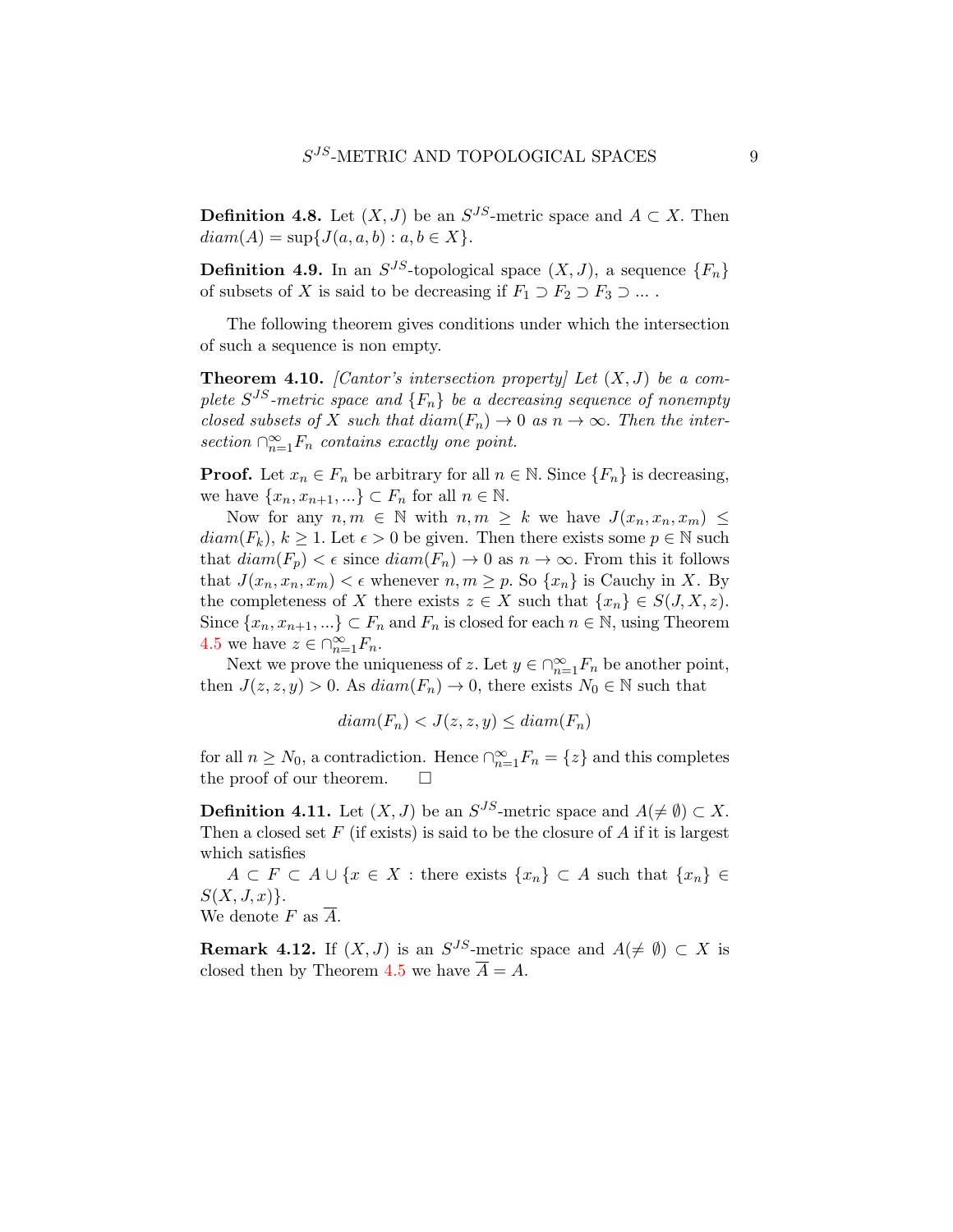**Definition 4.8.** Let $(X, J)$ be an $S^{JS}$-metric space and $A \subset X$. Then $diam(A) = \sup\{J(a, a, b) : a, b \in X\}$.

**Definition 4.9.** In an $S^{JS}$-topological space $(X, J)$, a sequence $\{F_n\}$ of subsets of $X$ is said to be decreasing if $F_1 \supset F_2 \supset F_3 \supset \ldots$ .

The following theorem gives conditions under which the intersection of such a sequence is non empty.

**Theorem 4.10.** *[Cantor's intersection property] Let $(X, J)$ be a complete $S^{JS}$-metric space and $\{F_n\}$ be a decreasing sequence of nonempty closed subsets of $X$ such that $diam(F_n) \to 0$ as $n \to \infty$. Then the intersection $\cap_{n=1}^{\infty} F_n$ contains exactly one point.*

**Proof.** Let $x_n \in F_n$ be arbitrary for all $n \in \mathbb{N}$. Since $\{F_n\}$ is decreasing, we have $\{x_n, x_{n+1}, \ldots\} \subset F_n$ for all $n \in \mathbb{N}$.

Now for any $n, m \in \mathbb{N}$ with $n, m \geq k$ we have $J(x_n, x_n, x_m) \leq diam(F_k)$, $k \geq 1$. Let $\epsilon > 0$ be given. Then there exists some $p \in \mathbb{N}$ such that $diam(F_p) < \epsilon$ since $diam(F_n) \to 0$ as $n \to \infty$. From this it follows that $J(x_n, x_n, x_m) < \epsilon$ whenever $n, m \geq p$. So $\{x_n\}$ is Cauchy in $X$. By the completeness of $X$ there exists $z \in X$ such that $\{x_n\} \in S(J, X, z)$. Since $\{x_n, x_{n+1}, \ldots\} \subset F_n$ and $F_n$ is closed for each $n \in \mathbb{N}$, using Theorem 4.5 we have $z \in \cap_{n=1}^{\infty} F_n$.

Next we prove the uniqueness of $z$. Let $y \in \cap_{n=1}^{\infty} F_n$ be another point, then $J(z, z, y) > 0$. As $diam(F_n) \to 0$, there exists $N_0 \in \mathbb{N}$ such that

$$diam(F_n) < J(z, z, y) \leq diam(F_n)$$

for all $n \geq N_0$, a contradiction. Hence $\cap_{n=1}^{\infty} F_n = \{z\}$ and this completes the proof of our theorem. $\square$

**Definition 4.11.** Let $(X, J)$ be an $S^{JS}$-metric space and $A (\neq \emptyset) \subset X$. Then a closed set $F$ (if exists) is said to be the closure of $A$ if it is largest which satisfies

$A \subset F \subset A \cup \{x \in X :$ there exists $\{x_n\} \subset A$ such that $\{x_n\} \in S(X, J, x)\}$.

We denote $F$ as $\overline{A}$.

**Remark 4.12.** If $(X, J)$ is an $S^{JS}$-metric space and $A (\neq \emptyset) \subset X$ is closed then by Theorem 4.5 we have $\overline{A} = A$.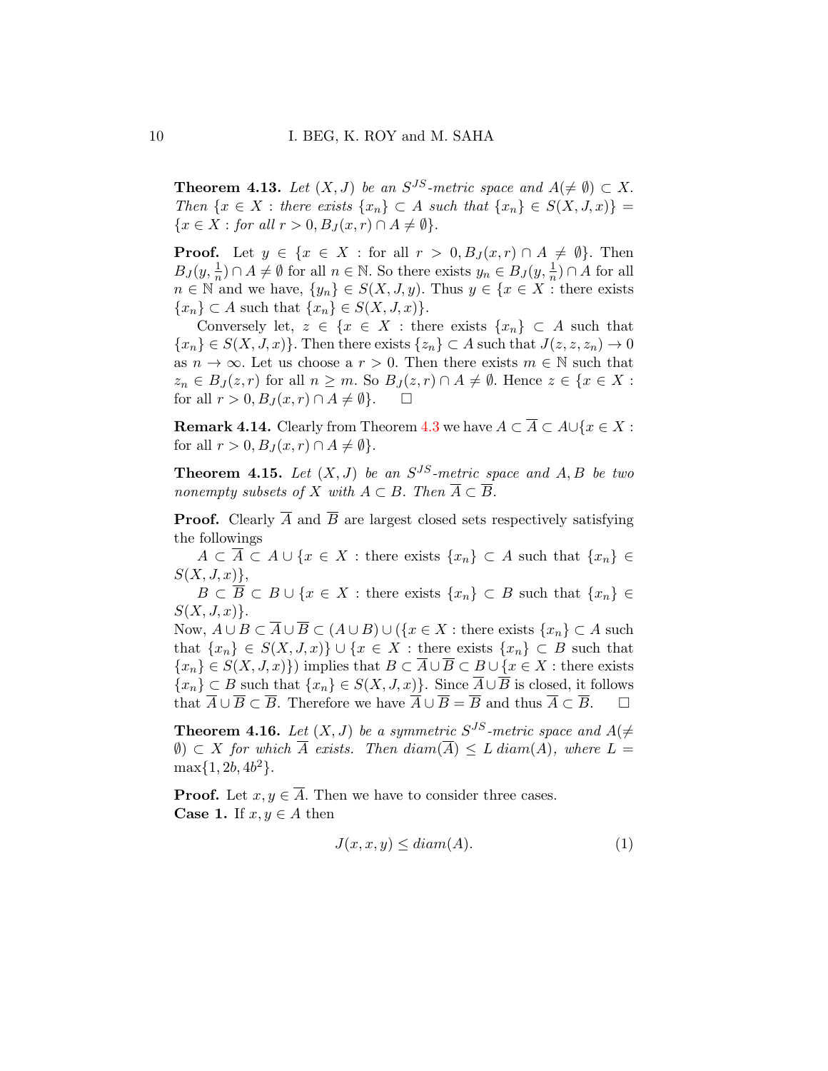**Theorem 4.13.** *Let $(X, J)$ be an $S^{JS}$-metric space and $A(\neq \emptyset) \subset X$. Then $\{x \in X :$ there exists $\{x_n\} \subset A$ such that $\{x_n\} \in S(X, J, x)\} = \{x \in X :$ for all $r > 0, B_J(x, r) \cap A \neq \emptyset\}$.*

**Proof.** Let $y \in \{x \in X :$ for all $r > 0, B_J(x, r) \cap A \neq \emptyset\}$. Then $B_J(y, \frac{1}{n}) \cap A \neq \emptyset$ for all $n \in \mathbb{N}$. So there exists $y_n \in B_J(y, \frac{1}{n}) \cap A$ for all $n \in \mathbb{N}$ and we have, $\{y_n\} \in S(X, J, y)$. Thus $y \in \{x \in X :$ there exists $\{x_n\} \subset A$ such that $\{x_n\} \in S(X, J, x)\}$.

Conversely let, $z \in \{x \in X :$ there exists $\{x_n\} \subset A$ such that $\{x_n\} \in S(X, J, x)\}$. Then there exists $\{z_n\} \subset A$ such that $J(z, z, z_n) \to 0$ as $n \to \infty$. Let us choose a $r > 0$. Then there exists $m \in \mathbb{N}$ such that $z_n \in B_J(z, r)$ for all $n \geq m$. So $B_J(z, r) \cap A \neq \emptyset$. Hence $z \in \{x \in X :$ for all $r > 0, B_J(x, r) \cap A \neq \emptyset\}$. $\square$

**Remark 4.14.** Clearly from Theorem 4.3 we have $A \subset \overline{A} \subset A \cup \{x \in X :$ for all $r > 0, B_J(x, r) \cap A \neq \emptyset\}$.

**Theorem 4.15.** *Let $(X, J)$ be an $S^{JS}$-metric space and $A, B$ be two nonempty subsets of $X$ with $A \subset B$. Then $\overline{A} \subset \overline{B}$.*

**Proof.** Clearly $\overline{A}$ and $\overline{B}$ are largest closed sets respectively satisfying the followings

$A \subset \overline{A} \subset A \cup \{x \in X :$ there exists $\{x_n\} \subset A$ such that $\{x_n\} \in S(X, J, x)\}$,

$B \subset \overline{B} \subset B \cup \{x \in X :$ there exists $\{x_n\} \subset B$ such that $\{x_n\} \in S(X, J, x)\}$.

Now, $A \cup B \subset \overline{A} \cup \overline{B} \subset (A \cup B) \cup (\{x \in X :$ there exists $\{x_n\} \subset A$ such that $\{x_n\} \in S(X, J, x)\} \cup \{x \in X :$ there exists $\{x_n\} \subset B$ such that $\{x_n\} \in S(X, J, x)\})$ implies that $B \subset \overline{A} \cup \overline{B} \subset B \cup \{x \in X :$ there exists $\{x_n\} \subset B$ such that $\{x_n\} \in S(X, J, x)\}$. Since $\overline{A} \cup \overline{B}$ is closed, it follows that $\overline{A} \cup \overline{B} \subset \overline{B}$. Therefore we have $\overline{A} \cup \overline{B} = \overline{B}$ and thus $\overline{A} \subset \overline{B}$. $\square$

**Theorem 4.16.** *Let $(X, J)$ be a symmetric $S^{JS}$-metric space and $A(\neq \emptyset) \subset X$ for which $\overline{A}$ exists. Then $diam(\overline{A}) \leq L\, diam(A)$, where $L = \max\{1, 2b, 4b^2\}$.*

**Proof.** Let $x, y \in \overline{A}$. Then we have to consider three cases.
**Case 1.** If $x, y \in A$ then

$$J(x, x, y) \leq diam(A). \tag{1}$$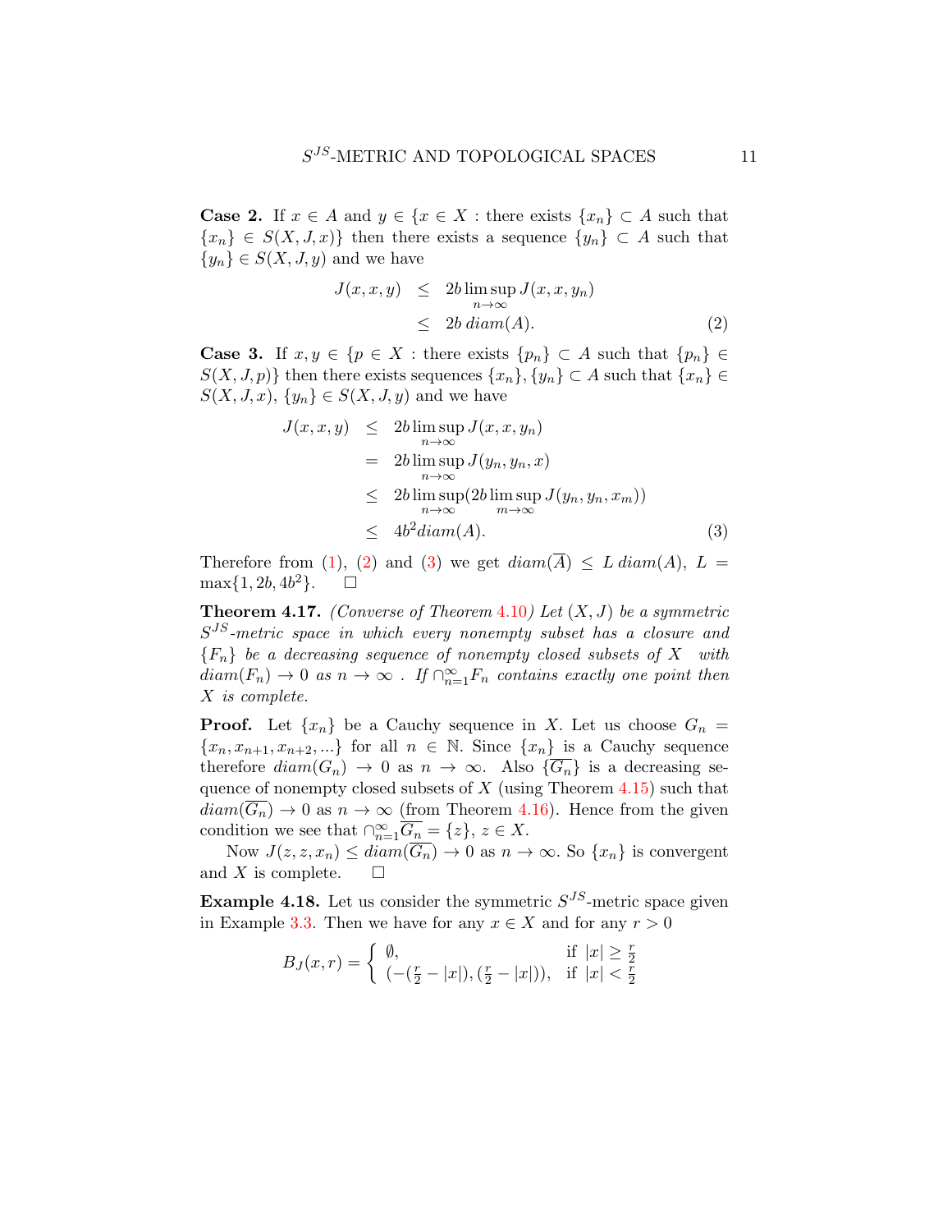**Case 2.** If $x \in A$ and $y \in \{x \in X :$ there exists $\{x_n\} \subset A$ such that $\{x_n\} \in S(X, J, x)\}$ then there exists a sequence $\{y_n\} \subset A$ such that $\{y_n\} \in S(X, J, y)$ and we have

$$\begin{aligned} J(x, x, y) &\leq 2b \limsup_{n \to \infty} J(x, x, y_n) \\ &\leq 2b\, diam(A). \end{aligned} \tag{2}$$

**Case 3.** If $x, y \in \{p \in X :$ there exists $\{p_n\} \subset A$ such that $\{p_n\} \in S(X, J, p)\}$ then there exists sequences $\{x_n\}, \{y_n\} \subset A$ such that $\{x_n\} \in S(X, J, x)$, $\{y_n\} \in S(X, J, y)$ and we have

$$\begin{aligned} J(x, x, y) &\leq 2b \limsup_{n \to \infty} J(x, x, y_n) \\ &= 2b \limsup_{n \to \infty} J(y_n, y_n, x) \\ &\leq 2b \limsup_{n \to \infty} (2b \limsup_{m \to \infty} J(y_n, y_n, x_m)) \\ &\leq 4b^2 diam(A). \end{aligned} \tag{3}$$

Therefore from (1), (2) and (3) we get $diam(\overline{A}) \leq L\, diam(A)$, $L = \max\{1, 2b, 4b^2\}$. $\square$

**Theorem 4.17.** *(Converse of Theorem 4.10) Let $(X, J)$ be a symmetric $S^{JS}$-metric space in which every nonempty subset has a closure and $\{F_n\}$ be a decreasing sequence of nonempty closed subsets of $X$ with $diam(F_n) \to 0$ as $n \to \infty$ . If $\cap_{n=1}^{\infty} F_n$ contains exactly one point then $X$ is complete.*

**Proof.** Let $\{x_n\}$ be a Cauchy sequence in $X$. Let us choose $G_n = \{x_n, x_{n+1}, x_{n+2}, ...\}$ for all $n \in \mathbb{N}$. Since $\{x_n\}$ is a Cauchy sequence therefore $diam(G_n) \to 0$ as $n \to \infty$. Also $\{\overline{G_n}\}$ is a decreasing sequence of nonempty closed subsets of $X$ (using Theorem 4.15) such that $diam(\overline{G_n}) \to 0$ as $n \to \infty$ (from Theorem 4.16). Hence from the given condition we see that $\cap_{n=1}^{\infty} \overline{G_n} = \{z\}$, $z \in X$.

Now $J(z, z, x_n) \leq diam(\overline{G_n}) \to 0$ as $n \to \infty$. So $\{x_n\}$ is convergent and $X$ is complete. $\square$

**Example 4.18.** Let us consider the symmetric $S^{JS}$-metric space given in Example 3.3. Then we have for any $x \in X$ and for any $r > 0$

$$B_J(x, r) = \begin{cases} \emptyset, & \text{if } |x| \geq \frac{r}{2} \\ (-(\frac{r}{2} - |x|), (\frac{r}{2} - |x|)), & \text{if } |x| < \frac{r}{2} \end{cases}$$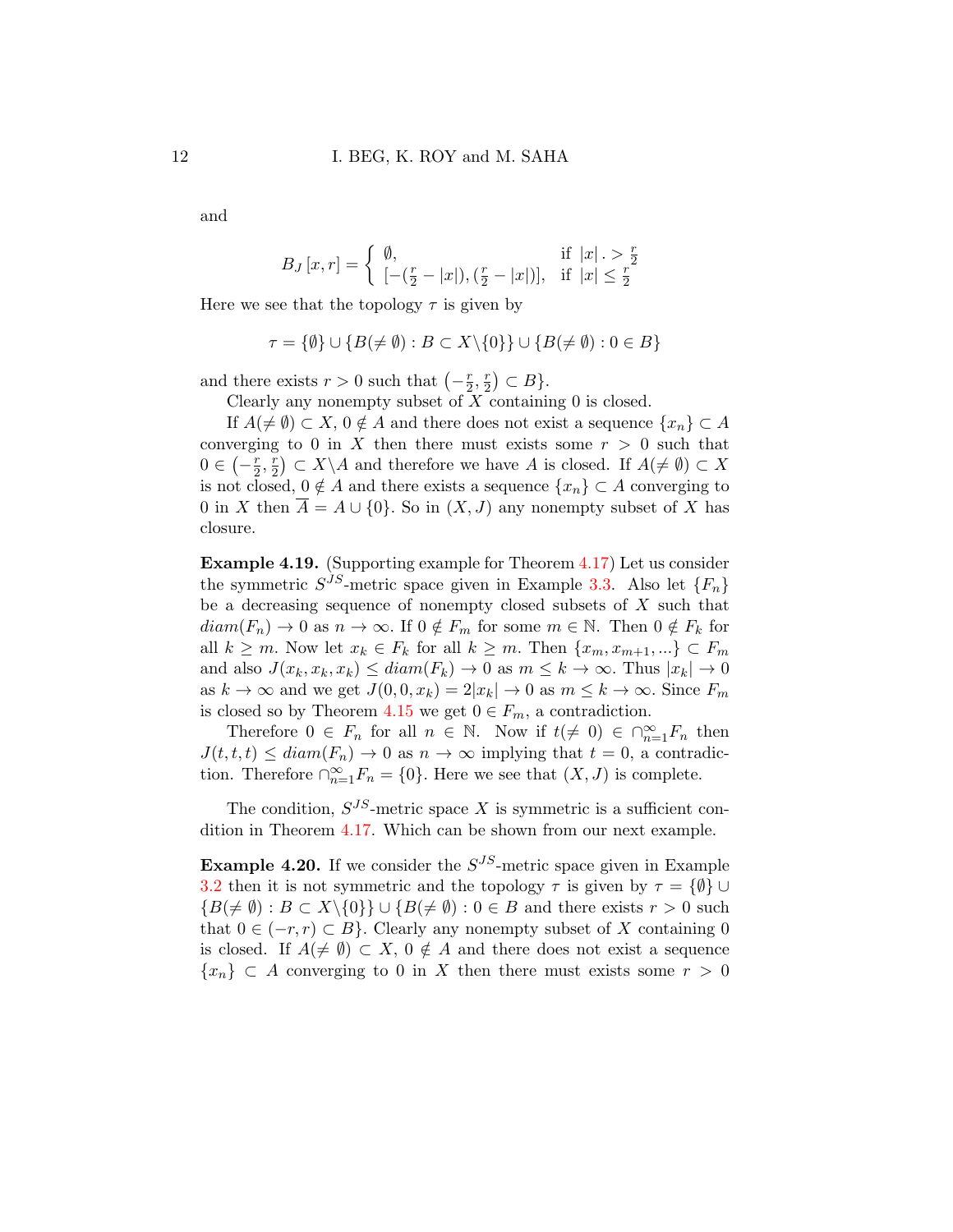and

$$B_J[x,r] = \begin{cases} \emptyset, & \text{if } |x| . > \frac{r}{2} \\ [-(\frac{r}{2} - |x|), (\frac{r}{2} - |x|)], & \text{if } |x| \leq \frac{r}{2} \end{cases}$$

Here we see that the topology $\tau$ is given by

$$\tau = \{\emptyset\} \cup \{B(\neq \emptyset) : B \subset X \backslash \{0\}\} \cup \{B(\neq \emptyset) : 0 \in B$$

and there exists $r > 0$ such that $\left(-\frac{r}{2}, \frac{r}{2}\right) \subset B\}$.

Clearly any nonempty subset of $X$ containing 0 is closed.

If $A(\neq \emptyset) \subset X$, $0 \notin A$ and there does not exist a sequence $\{x_n\} \subset A$ converging to 0 in $X$ then there must exists some $r > 0$ such that $0 \in \left(-\frac{r}{2}, \frac{r}{2}\right) \subset X \backslash A$ and therefore we have $A$ is closed. If $A(\neq \emptyset) \subset X$ is not closed, $0 \notin A$ and there exists a sequence $\{x_n\} \subset A$ converging to 0 in $X$ then $\overline{A} = A \cup \{0\}$. So in $(X, J)$ any nonempty subset of $X$ has closure.

**Example 4.19.** (Supporting example for Theorem 4.17) Let us consider the symmetric $S^{JS}$-metric space given in Example 3.3. Also let $\{F_n\}$ be a decreasing sequence of nonempty closed subsets of $X$ such that $diam(F_n) \to 0$ as $n \to \infty$. If $0 \notin F_m$ for some $m \in \mathbb{N}$. Then $0 \notin F_k$ for all $k \geq m$. Now let $x_k \in F_k$ for all $k \geq m$. Then $\{x_m, x_{m+1}, ...\} \subset F_m$ and also $J(x_k, x_k, x_k) \leq diam(F_k) \to 0$ as $m \leq k \to \infty$. Thus $|x_k| \to 0$ as $k \to \infty$ and we get $J(0, 0, x_k) = 2|x_k| \to 0$ as $m \leq k \to \infty$. Since $F_m$ is closed so by Theorem 4.15 we get $0 \in F_m$, a contradiction.

Therefore $0 \in F_n$ for all $n \in \mathbb{N}$. Now if $t(\neq 0) \in \cap_{n=1}^{\infty} F_n$ then $J(t, t, t) \leq diam(F_n) \to 0$ as $n \to \infty$ implying that $t = 0$, a contradiction. Therefore $\cap_{n=1}^{\infty} F_n = \{0\}$. Here we see that $(X, J)$ is complete.

The condition, $S^{JS}$-metric space $X$ is symmetric is a sufficient condition in Theorem 4.17. Which can be shown from our next example.

**Example 4.20.** If we consider the $S^{JS}$-metric space given in Example 3.2 then it is not symmetric and the topology $\tau$ is given by $\tau = \{\emptyset\} \cup \{B(\neq \emptyset) : B \subset X \backslash \{0\}\} \cup \{B(\neq \emptyset) : 0 \in B$ and there exists $r > 0$ such that $0 \in (-r, r) \subset B\}$. Clearly any nonempty subset of $X$ containing 0 is closed. If $A(\neq \emptyset) \subset X$, $0 \notin A$ and there does not exist a sequence $\{x_n\} \subset A$ converging to 0 in $X$ then there must exists some $r > 0$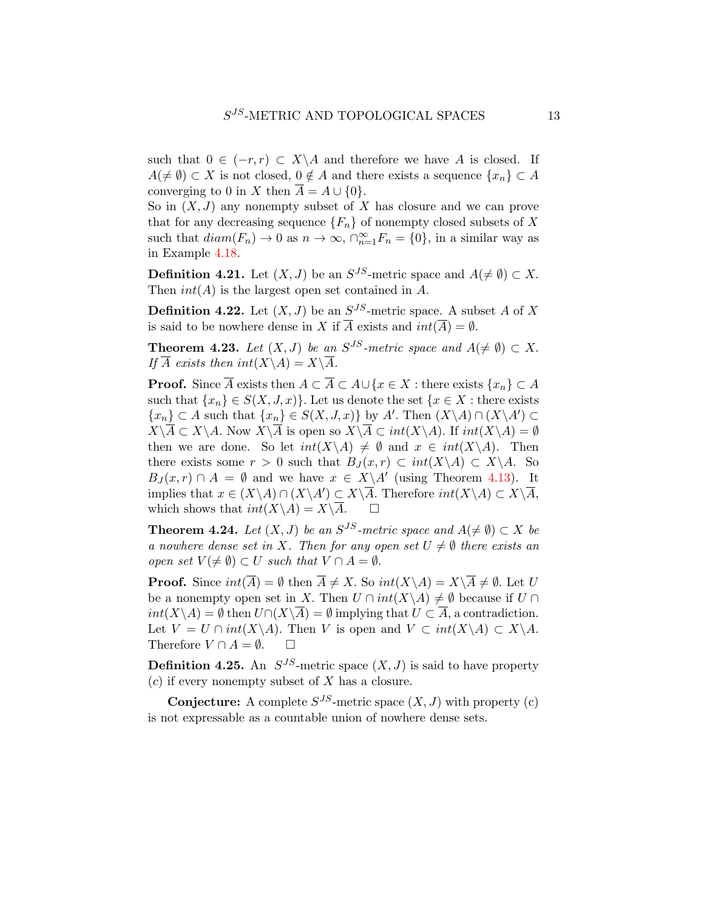such that $0 \in (-r, r) \subset X \backslash A$ and therefore we have $A$ is closed. If $A(\neq \emptyset) \subset X$ is not closed, $0 \notin A$ and there exists a sequence $\{x_n\} \subset A$ converging to 0 in $X$ then $\overline{A} = A \cup \{0\}$.
So in $(X, J)$ any nonempty subset of $X$ has closure and we can prove that for any decreasing sequence $\{F_n\}$ of nonempty closed subsets of $X$ such that $diam(F_n) \to 0$ as $n \to \infty$, $\cap_{n=1}^{\infty} F_n = \{0\}$, in a similar way as in Example 4.18.

**Definition 4.21.** Let $(X, J)$ be an $S^{JS}$-metric space and $A(\neq \emptyset) \subset X$. Then $int(A)$ is the largest open set contained in $A$.

**Definition 4.22.** Let $(X, J)$ be an $S^{JS}$-metric space. A subset $A$ of $X$ is said to be nowhere dense in $X$ if $\overline{A}$ exists and $int(\overline{A}) = \emptyset$.

**Theorem 4.23.** *Let $(X, J)$ be an $S^{JS}$-metric space and $A(\neq \emptyset) \subset X$. If $\overline{A}$ exists then $int(X \backslash A) = X \backslash \overline{A}$.*

**Proof.** Since $\overline{A}$ exists then $A \subset \overline{A} \subset A \cup \{x \in X :$ there exists $\{x_n\} \subset A$ such that $\{x_n\} \in S(X, J, x)\}$. Let us denote the set $\{x \in X :$ there exists $\{x_n\} \subset A$ such that $\{x_n\} \in S(X, J, x)\}$ by $A'$. Then $(X \backslash A) \cap (X \backslash A') \subset X \backslash \overline{A} \subset X \backslash A$. Now $X \backslash \overline{A}$ is open so $X \backslash \overline{A} \subset int(X \backslash A)$. If $int(X \backslash A) = \emptyset$ then we are done. So let $int(X \backslash A) \neq \emptyset$ and $x \in int(X \backslash A)$. Then there exists some $r > 0$ such that $B_J(x, r) \subset int(X \backslash A) \subset X \backslash A$. So $B_J(x, r) \cap A = \emptyset$ and we have $x \in X \backslash A'$ (using Theorem 4.13). It implies that $x \in (X \backslash A) \cap (X \backslash A') \subset X \backslash \overline{A}$. Therefore $int(X \backslash A) \subset X \backslash \overline{A}$, which shows that $int(X \backslash A) = X \backslash \overline{A}$. □

**Theorem 4.24.** *Let $(X, J)$ be an $S^{JS}$-metric space and $A(\neq \emptyset) \subset X$ be a nowhere dense set in $X$. Then for any open set $U \neq \emptyset$ there exists an open set $V(\neq \emptyset) \subset U$ such that $V \cap A = \emptyset$.*

**Proof.** Since $int(\overline{A}) = \emptyset$ then $\overline{A} \neq X$. So $int(X \backslash A) = X \backslash \overline{A} \neq \emptyset$. Let $U$ be a nonempty open set in $X$. Then $U \cap int(X \backslash A) \neq \emptyset$ because if $U \cap int(X \backslash A) = \emptyset$ then $U \cap (X \backslash \overline{A}) = \emptyset$ implying that $U \subset \overline{A}$, a contradiction. Let $V = U \cap int(X \backslash A)$. Then $V$ is open and $V \subset int(X \backslash A) \subset X \backslash A$. Therefore $V \cap A = \emptyset$. □

**Definition 4.25.** An $S^{JS}$-metric space $(X, J)$ is said to have property $(c)$ if every nonempty subset of $X$ has a closure.

**Conjecture:** A complete $S^{JS}$-metric space $(X, J)$ with property (c) is not expressable as a countable union of nowhere dense sets.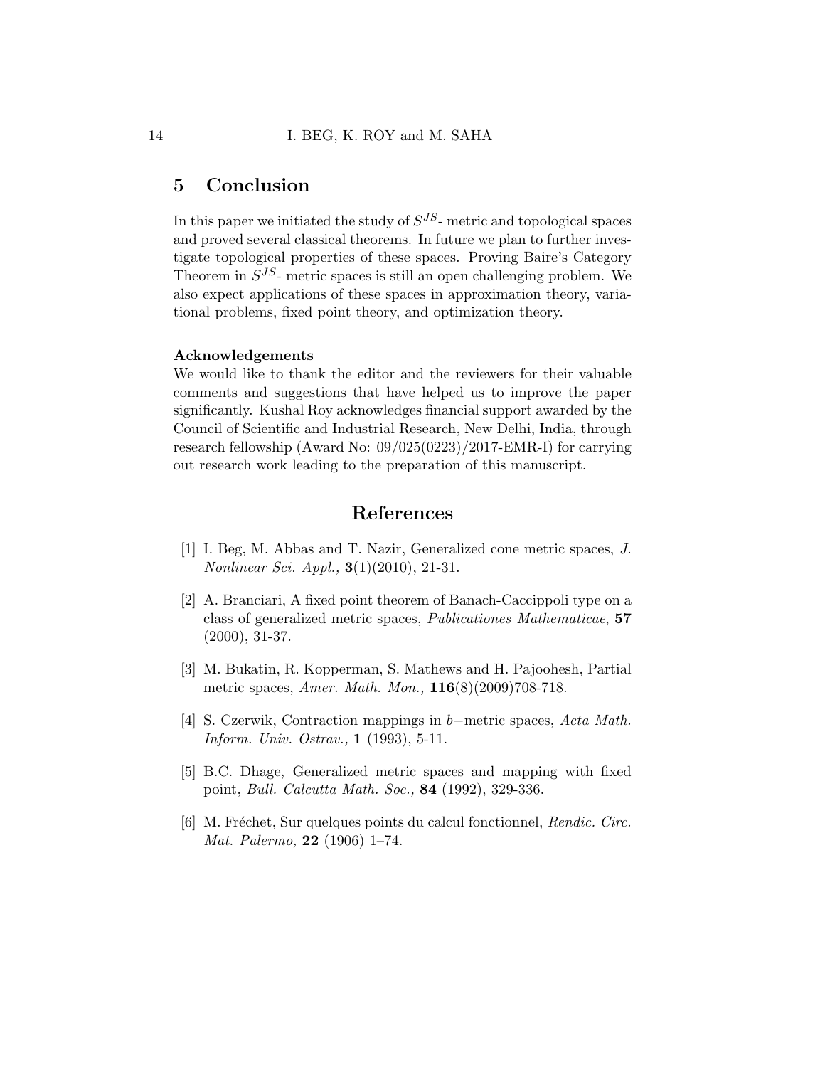## 5 Conclusion

In this paper we initiated the study of $S^{JS}$- metric and topological spaces and proved several classical theorems. In future we plan to further investigate topological properties of these spaces. Proving Baire's Category Theorem in $S^{JS}$- metric spaces is still an open challenging problem. We also expect applications of these spaces in approximation theory, variational problems, fixed point theory, and optimization theory.

**Acknowledgements**

We would like to thank the editor and the reviewers for their valuable comments and suggestions that have helped us to improve the paper significantly. Kushal Roy acknowledges financial support awarded by the Council of Scientific and Industrial Research, New Delhi, India, through research fellowship (Award No: 09/025(0223)/2017-EMR-I) for carrying out research work leading to the preparation of this manuscript.

## References

[1] I. Beg, M. Abbas and T. Nazir, Generalized cone metric spaces, *J. Nonlinear Sci. Appl.,* **3**(1)(2010), 21-31.

[2] A. Branciari, A fixed point theorem of Banach-Caccippoli type on a class of generalized metric spaces, *Publicationes Mathematicae,* **57** (2000), 31-37.

[3] M. Bukatin, R. Kopperman, S. Mathews and H. Pajoohesh, Partial metric spaces, *Amer. Math. Mon.,* **116**(8)(2009)708-718.

[4] S. Czerwik, Contraction mappings in $b-$metric spaces, *Acta Math. Inform. Univ. Ostrav.,* **1** (1993), 5-11.

[5] B.C. Dhage, Generalized metric spaces and mapping with fixed point, *Bull. Calcutta Math. Soc.,* **84** (1992), 329-336.

[6] M. Fréchet, Sur quelques points du calcul fonctionnel, *Rendic. Circ. Mat. Palermo,* **22** (1906) 1–74.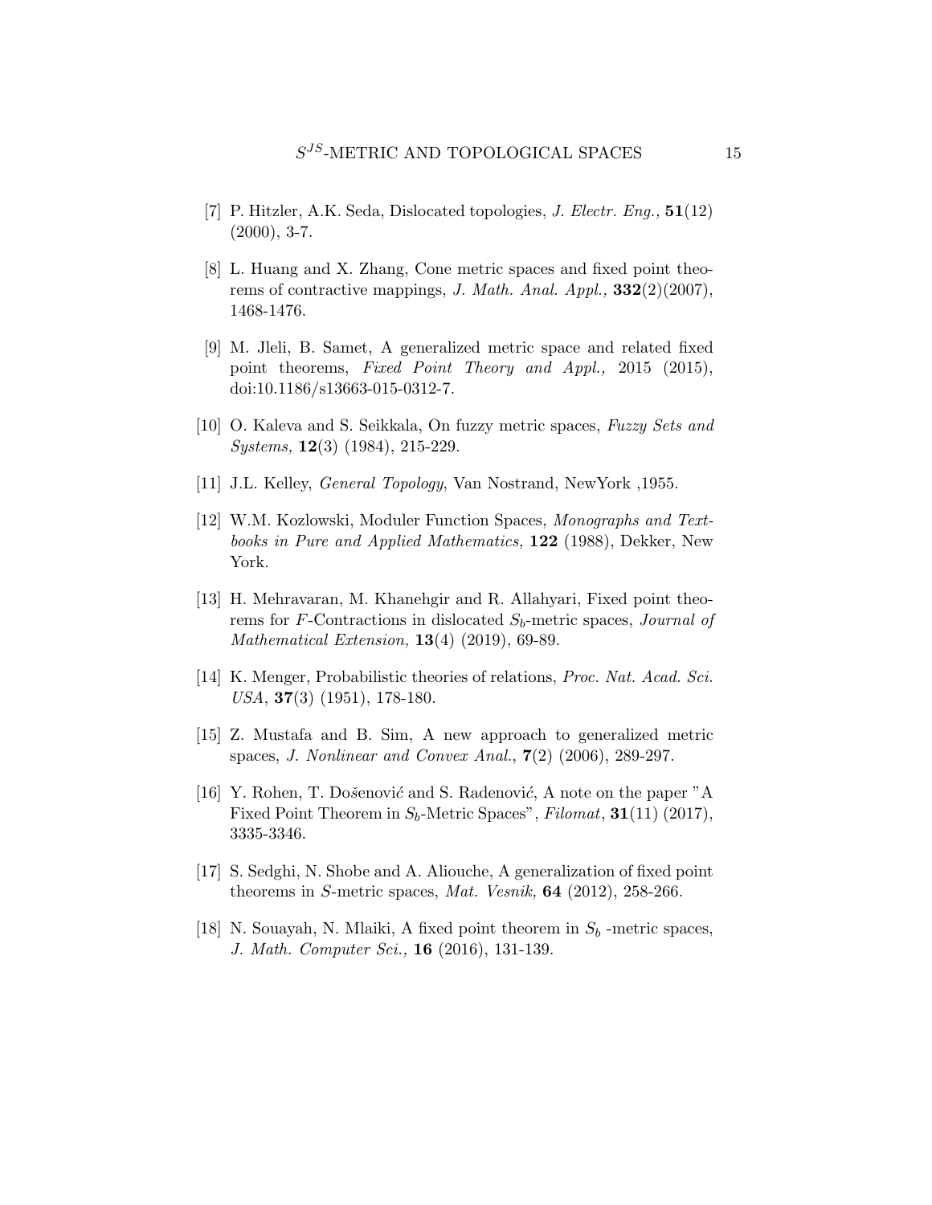[7] P. Hitzler, A.K. Seda, Dislocated topologies, *J. Electr. Eng.,* **51**(12) (2000), 3-7.

[8] L. Huang and X. Zhang, Cone metric spaces and fixed point theorems of contractive mappings, *J. Math. Anal. Appl.,* **332**(2)(2007), 1468-1476.

[9] M. Jleli, B. Samet, A generalized metric space and related fixed point theorems, *Fixed Point Theory and Appl.,* 2015 (2015), doi:10.1186/s13663-015-0312-7.

[10] O. Kaleva and S. Seikkala, On fuzzy metric spaces, *Fuzzy Sets and Systems,* **12**(3) (1984), 215-229.

[11] J.L. Kelley, *General Topology*, Van Nostrand, NewYork ,1955.

[12] W.M. Kozlowski, Moduler Function Spaces, *Monographs and Textbooks in Pure and Applied Mathematics,* **122** (1988), Dekker, New York.

[13] H. Mehravaran, M. Khanehgir and R. Allahyari, Fixed point theorems for $F$-Contractions in dislocated $S_b$-metric spaces, *Journal of Mathematical Extension,* **13**(4) (2019), 69-89.

[14] K. Menger, Probabilistic theories of relations, *Proc. Nat. Acad. Sci. USA*, **37**(3) (1951), 178-180.

[15] Z. Mustafa and B. Sim, A new approach to generalized metric spaces, *J. Nonlinear and Convex Anal.*, **7**(2) (2006), 289-297.

[16] Y. Rohen, T. Došenović and S. Radenović, A note on the paper "A Fixed Point Theorem in $S_b$-Metric Spaces", *Filomat*, **31**(11) (2017), 3335-3346.

[17] S. Sedghi, N. Shobe and A. Aliouche, A generalization of fixed point theorems in $S$-metric spaces, *Mat. Vesnik,* **64** (2012), 258-266.

[18] N. Souayah, N. Mlaiki, A fixed point theorem in $S_b$ -metric spaces, *J. Math. Computer Sci.,* **16** (2016), 131-139.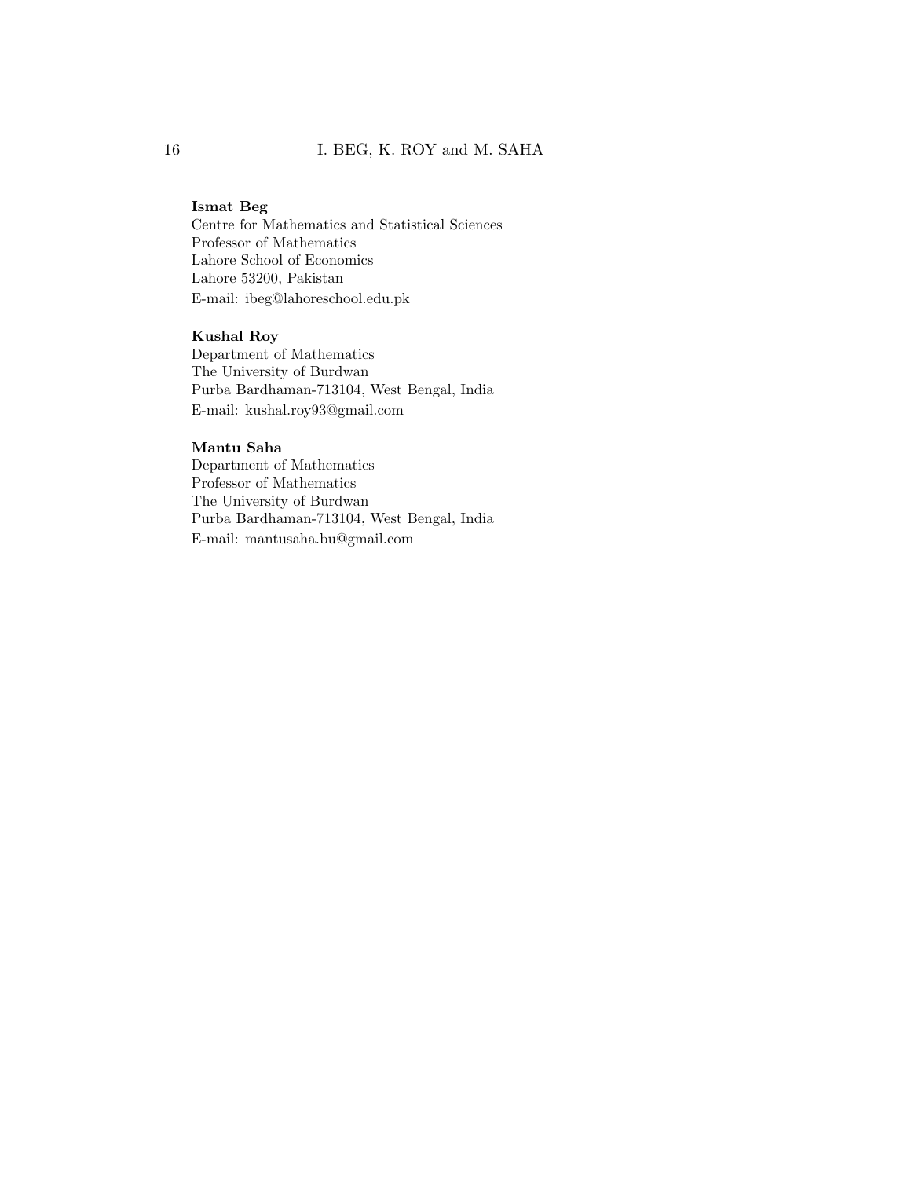**Ismat Beg**
Centre for Mathematics and Statistical Sciences
Professor of Mathematics
Lahore School of Economics
Lahore 53200, Pakistan
E-mail: ibeg@lahoreschool.edu.pk

**Kushal Roy**
Department of Mathematics
The University of Burdwan
Purba Bardhaman-713104, West Bengal, India
E-mail: kushal.roy93@gmail.com

**Mantu Saha**
Department of Mathematics
Professor of Mathematics
The University of Burdwan
Purba Bardhaman-713104, West Bengal, India
E-mail: mantusaha.bu@gmail.com